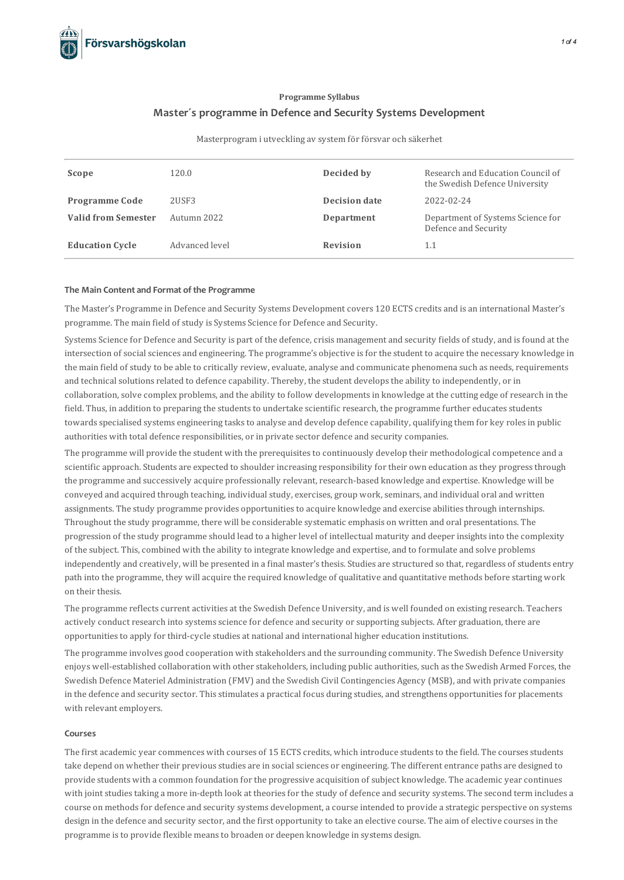Programme Syllabus

# Master´s programme in Defence and Security Systems Development

Masterprogram i utveckling av system för försvar och säkerhet

| **Scope** | 120.0 | **Decided by** | Research and Education Council of the Swedish Defence University |
|---|---|---|---|
| **Programme Code** | 2USF3 | **Decision date** | 2022-02-24 |
| **Valid from Semester** | Autumn 2022 | **Department** | Department of Systems Science for Defence and Security |
| **Education Cycle** | Advanced level | **Revision** | 1.1 |

## The Main Content and Format of the Programme

The Master's Programme in Defence and Security Systems Development covers 120 ECTS credits and is an international Master's programme. The main field of study is Systems Science for Defence and Security.

Systems Science for Defence and Security is part of the defence, crisis management and security fields of study, and is found at the intersection of social sciences and engineering. The programme's objective is for the student to acquire the necessary knowledge in the main field of study to be able to critically review, evaluate, analyse and communicate phenomena such as needs, requirements and technical solutions related to defence capability. Thereby, the student develops the ability to independently, or in collaboration, solve complex problems, and the ability to follow developments in knowledge at the cutting edge of research in the field. Thus, in addition to preparing the students to undertake scientific research, the programme further educates students towards specialised systems engineering tasks to analyse and develop defence capability, qualifying them for key roles in public authorities with total defence responsibilities, or in private sector defence and security companies.

The programme will provide the student with the prerequisites to continuously develop their methodological competence and a scientific approach. Students are expected to shoulder increasing responsibility for their own education as they progress through the programme and successively acquire professionally relevant, research-based knowledge and expertise. Knowledge will be conveyed and acquired through teaching, individual study, exercises, group work, seminars, and individual oral and written assignments. The study programme provides opportunities to acquire knowledge and exercise abilities through internships. Throughout the study programme, there will be considerable systematic emphasis on written and oral presentations. The progression of the study programme should lead to a higher level of intellectual maturity and deeper insights into the complexity of the subject. This, combined with the ability to integrate knowledge and expertise, and to formulate and solve problems independently and creatively, will be presented in a final master's thesis. Studies are structured so that, regardless of students entry path into the programme, they will acquire the required knowledge of qualitative and quantitative methods before starting work on their thesis.

The programme reflects current activities at the Swedish Defence University, and is well founded on existing research. Teachers actively conduct research into systems science for defence and security or supporting subjects. After graduation, there are opportunities to apply for third-cycle studies at national and international higher education institutions.

The programme involves good cooperation with stakeholders and the surrounding community. The Swedish Defence University enjoys well-established collaboration with other stakeholders, including public authorities, such as the Swedish Armed Forces, the Swedish Defence Materiel Administration (FMV) and the Swedish Civil Contingencies Agency (MSB), and with private companies in the defence and security sector. This stimulates a practical focus during studies, and strengthens opportunities for placements with relevant employers.

### Courses

The first academic year commences with courses of 15 ECTS credits, which introduce students to the field. The courses students take depend on whether their previous studies are in social sciences or engineering. The different entrance paths are designed to provide students with a common foundation for the progressive acquisition of subject knowledge. The academic year continues with joint studies taking a more in-depth look at theories for the study of defence and security systems. The second term includes a course on methods for defence and security systems development, a course intended to provide a strategic perspective on systems design in the defence and security sector, and the first opportunity to take an elective course. The aim of elective courses in the programme is to provide flexible means to broaden or deepen knowledge in systems design.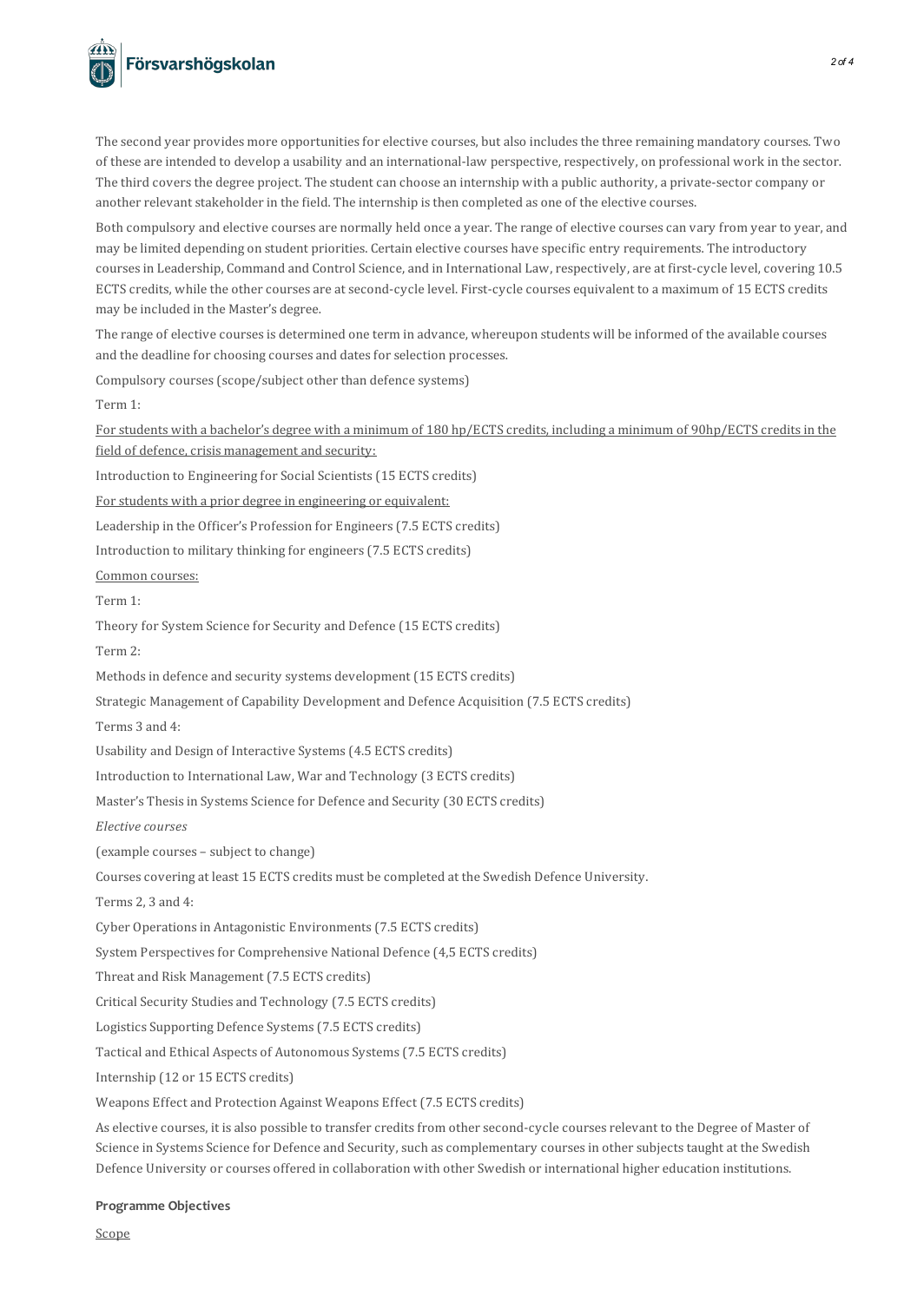The second year provides more opportunities for elective courses, but also includes the three remaining mandatory courses. Two of these are intended to develop a usability and an international-law perspective, respectively, on professional work in the sector. The third covers the degree project. The student can choose an internship with a public authority, a private-sector company or another relevant stakeholder in the field. The internship is then completed as one of the elective courses.

Both compulsory and elective courses are normally held once a year. The range of elective courses can vary from year to year, and may be limited depending on student priorities. Certain elective courses have specific entry requirements. The introductory courses in Leadership, Command and Control Science, and in International Law, respectively, are at first-cycle level, covering 10.5 ECTS credits, while the other courses are at second-cycle level. First-cycle courses equivalent to a maximum of 15 ECTS credits may be included in the Master's degree.

The range of elective courses is determined one term in advance, whereupon students will be informed of the available courses and the deadline for choosing courses and dates for selection processes.

Compulsory courses (scope/subject other than defence systems)

Term 1:

For students with a bachelor's degree with a minimum of 180 hp/ECTS credits, including a minimum of 90hp/ECTS credits in the field of defence, crisis management and security:

Introduction to Engineering for Social Scientists (15 ECTS credits)

For students with a prior degree in engineering or equivalent:

Leadership in the Officer's Profession for Engineers (7.5 ECTS credits)

Introduction to military thinking for engineers (7.5 ECTS credits)

Common courses:

Term 1:

Theory for System Science for Security and Defence (15 ECTS credits)

Term 2:

Methods in defence and security systems development (15 ECTS credits)

Strategic Management of Capability Development and Defence Acquisition (7.5 ECTS credits)

Terms 3 and 4:

Usability and Design of Interactive Systems (4.5 ECTS credits)

Introduction to International Law, War and Technology (3 ECTS credits)

Master's Thesis in Systems Science for Defence and Security (30 ECTS credits)

*Elective courses*

(example courses – subject to change)

Courses covering at least 15 ECTS credits must be completed at the Swedish Defence University.

Terms 2, 3 and 4:

Cyber Operations in Antagonistic Environments (7.5 ECTS credits)

System Perspectives for Comprehensive National Defence (4,5 ECTS credits)

Threat and Risk Management (7.5 ECTS credits)

Critical Security Studies and Technology (7.5 ECTS credits)

Logistics Supporting Defence Systems (7.5 ECTS credits)

Tactical and Ethical Aspects of Autonomous Systems (7.5 ECTS credits)

Internship (12 or 15 ECTS credits)

Weapons Effect and Protection Against Weapons Effect (7.5 ECTS credits)

As elective courses, it is also possible to transfer credits from other second-cycle courses relevant to the Degree of Master of Science in Systems Science for Defence and Security, such as complementary courses in other subjects taught at the Swedish Defence University or courses offered in collaboration with other Swedish or international higher education institutions.

**Programme Objectives**

Scope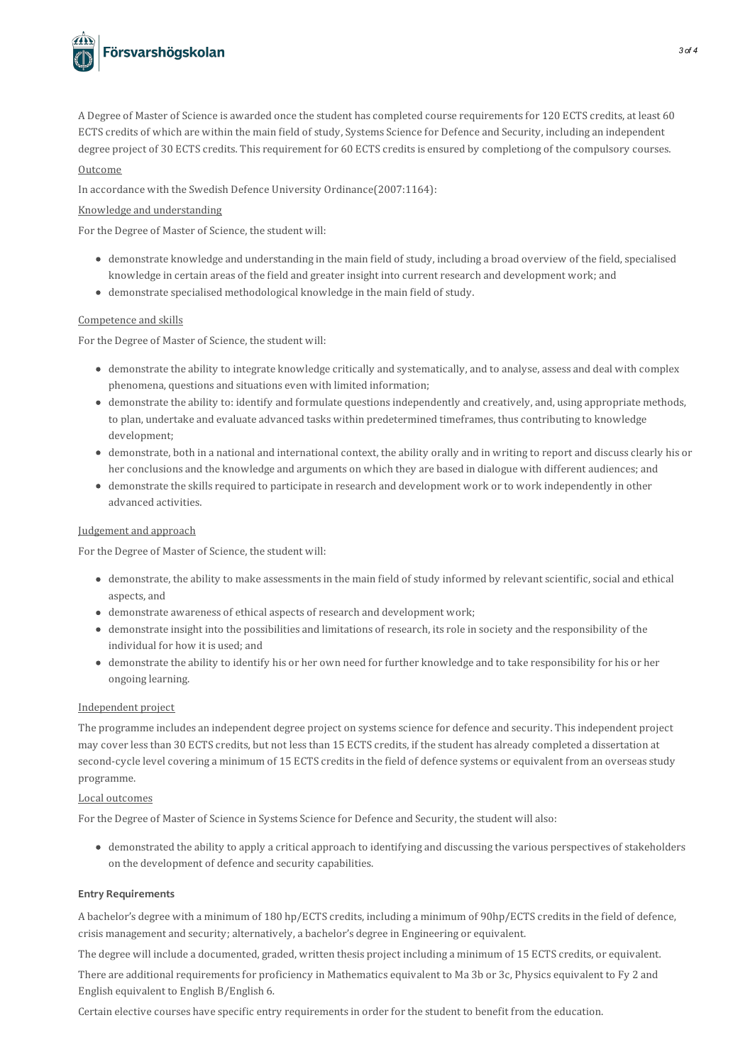A Degree of Master of Science is awarded once the student has completed course requirements for 120 ECTS credits, at least 60 ECTS credits of which are within the main field of study, Systems Science for Defence and Security, including an independent degree project of 30 ECTS credits. This requirement for 60 ECTS credits is ensured by completiong of the compulsory courses.

Outcome

In accordance with the Swedish Defence University Ordinance(2007:1164):

Knowledge and understanding

For the Degree of Master of Science, the student will:

- demonstrate knowledge and understanding in the main field of study, including a broad overview of the field, specialised knowledge in certain areas of the field and greater insight into current research and development work; and
- demonstrate specialised methodological knowledge in the main field of study.

Competence and skills

For the Degree of Master of Science, the student will:

- demonstrate the ability to integrate knowledge critically and systematically, and to analyse, assess and deal with complex phenomena, questions and situations even with limited information;
- demonstrate the ability to: identify and formulate questions independently and creatively, and, using appropriate methods, to plan, undertake and evaluate advanced tasks within predetermined timeframes, thus contributing to knowledge development;
- demonstrate, both in a national and international context, the ability orally and in writing to report and discuss clearly his or her conclusions and the knowledge and arguments on which they are based in dialogue with different audiences; and
- demonstrate the skills required to participate in research and development work or to work independently in other advanced activities.

Judgement and approach

For the Degree of Master of Science, the student will:

- demonstrate, the ability to make assessments in the main field of study informed by relevant scientific, social and ethical aspects, and
- demonstrate awareness of ethical aspects of research and development work;
- demonstrate insight into the possibilities and limitations of research, its role in society and the responsibility of the individual for how it is used; and
- demonstrate the ability to identify his or her own need for further knowledge and to take responsibility for his or her ongoing learning.

Independent project

The programme includes an independent degree project on systems science for defence and security. This independent project may cover less than 30 ECTS credits, but not less than 15 ECTS credits, if the student has already completed a dissertation at second-cycle level covering a minimum of 15 ECTS credits in the field of defence systems or equivalent from an overseas study programme.

Local outcomes

For the Degree of Master of Science in Systems Science for Defence and Security, the student will also:

- demonstrated the ability to apply a critical approach to identifying and discussing the various perspectives of stakeholders on the development of defence and security capabilities.

**Entry Requirements**

A bachelor's degree with a minimum of 180 hp/ECTS credits, including a minimum of 90hp/ECTS credits in the field of defence, crisis management and security; alternatively, a bachelor's degree in Engineering or equivalent.

The degree will include a documented, graded, written thesis project including a minimum of 15 ECTS credits, or equivalent.

There are additional requirements for proficiency in Mathematics equivalent to Ma 3b or 3c, Physics equivalent to Fy 2 and English equivalent to English B/English 6.

Certain elective courses have specific entry requirements in order for the student to benefit from the education.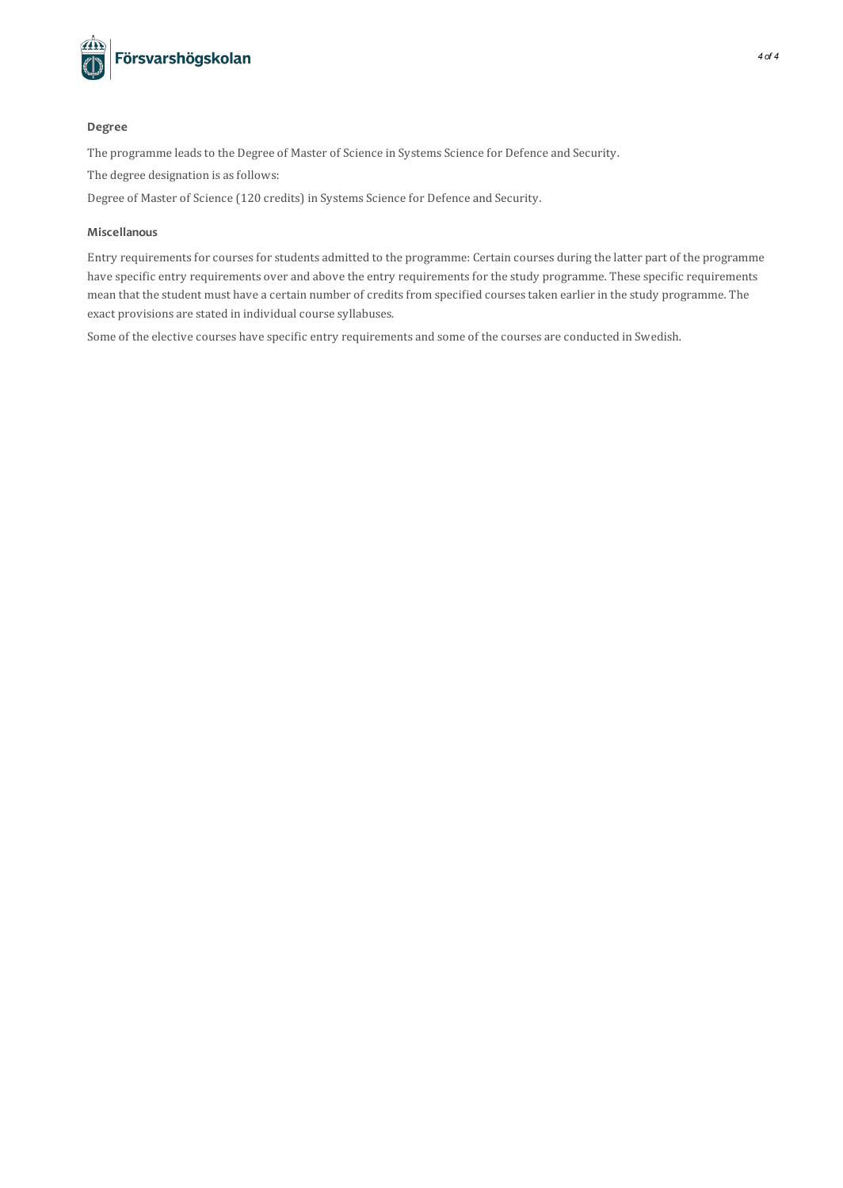### Degree

The programme leads to the Degree of Master of Science in Systems Science for Defence and Security.

The degree designation is as follows:

Degree of Master of Science (120 credits) in Systems Science for Defence and Security.

### Miscellanous

Entry requirements for courses for students admitted to the programme: Certain courses during the latter part of the programme have specific entry requirements over and above the entry requirements for the study programme. These specific requirements mean that the student must have a certain number of credits from specified courses taken earlier in the study programme. The exact provisions are stated in individual course syllabuses.

Some of the elective courses have specific entry requirements and some of the courses are conducted in Swedish.